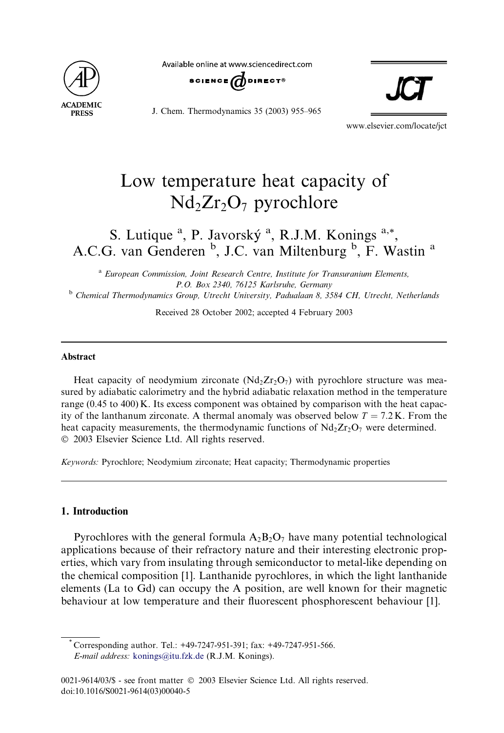# Low temperature heat capacity of $Nd_2Zr_2O_7$ pyrochlore

S. Lutique [a], P. Javorský [a], R.J.M. Konings [a,*], A.C.G. van Genderen [b], J.C. van Miltenburg [b], F. Wastin [a]

[a] European Commission, Joint Research Centre, Institute for Transuranium Elements, P.O. Box 2340, 76125 Karlsruhe, Germany

[b] Chemical Thermodynamics Group, Utrecht University, Padualaan 8, 3584 CH, Utrecht, Netherlands

Received 28 October 2002; accepted 4 February 2003

## Abstract

Heat capacity of neodymium zirconate ($Nd_2Zr_2O_7$) with pyrochlore structure was measured by adiabatic calorimetry and the hybrid adiabatic relaxation method in the temperature range (0.45 to 400) K. Its excess component was obtained by comparison with the heat capacity of the lanthanum zirconate. A thermal anomaly was observed below $T = 7.2$ K. From the heat capacity measurements, the thermodynamic functions of $Nd_2Zr_2O_7$ were determined.
© 2003 Elsevier Science Ltd. All rights reserved.

*Keywords:* Pyrochlore; Neodymium zirconate; Heat capacity; Thermodynamic properties

## 1. Introduction

Pyrochlores with the general formula $A_2B_2O_7$ have many potential technological applications because of their refractory nature and their interesting electronic properties, which vary from insulating through semiconductor to metal-like depending on the chemical composition [1]. Lanthanide pyrochlores, in which the light lanthanide elements (La to Gd) can occupy the A position, are well known for their magnetic behaviour at low temperature and their fluorescent phosphorescent behaviour [1].

* Corresponding author. Tel.: +49-7247-951-391; fax: +49-7247-951-566.
*E-mail address:* konings@itu.fzk.de (R.J.M. Konings).

0021-9614/03/$ - see front matter © 2003 Elsevier Science Ltd. All rights reserved.
doi:10.1016/S0021-9614(03)00040-5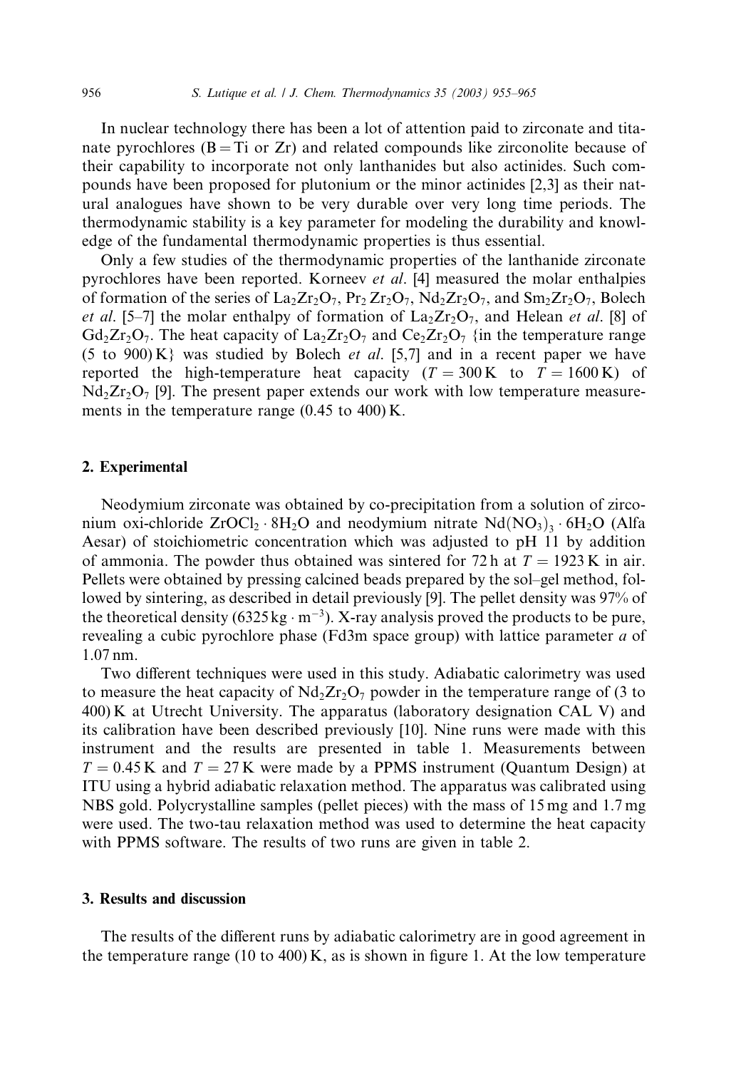In nuclear technology there has been a lot of attention paid to zirconate and titanate pyrochlores (B = Ti or Zr) and related compounds like zirconolite because of their capability to incorporate not only lanthanides but also actinides. Such compounds have been proposed for plutonium or the minor actinides [2,3] as their natural analogues have shown to be very durable over very long time periods. The thermodynamic stability is a key parameter for modeling the durability and knowledge of the fundamental thermodynamic properties is thus essential.

Only a few studies of the thermodynamic properties of the lanthanide zirconate pyrochlores have been reported. Korneev *et al*. [4] measured the molar enthalpies of formation of the series of $La_2Zr_2O_7$, $Pr_2Zr_2O_7$, $Nd_2Zr_2O_7$, and $Sm_2Zr_2O_7$, Bolech *et al*. [5–7] the molar enthalpy of formation of $La_2Zr_2O_7$, and Helean *et al*. [8] of $Gd_2Zr_2O_7$. The heat capacity of $La_2Zr_2O_7$ and $Ce_2Zr_2O_7$ {in the temperature range (5 to 900) K} was studied by Bolech *et al*. [5,7] and in a recent paper we have reported the high-temperature heat capacity ($T = 300$ K to $T = 1600$ K) of $Nd_2Zr_2O_7$ [9]. The present paper extends our work with low temperature measurements in the temperature range (0.45 to 400) K.

## 2. Experimental

Neodymium zirconate was obtained by co-precipitation from a solution of zirconium oxi-chloride $ZrOCl_2 \cdot 8H_2O$ and neodymium nitrate $Nd(NO_3)_3 \cdot 6H_2O$ (Alfa Aesar) of stoichiometric concentration which was adjusted to pH 11 by addition of ammonia. The powder thus obtained was sintered for 72 h at $T = 1923$ K in air. Pellets were obtained by pressing calcined beads prepared by the sol–gel method, followed by sintering, as described in detail previously [9]. The pellet density was 97% of the theoretical density ($6325\,\text{kg} \cdot \text{m}^{-3}$). X-ray analysis proved the products to be pure, revealing a cubic pyrochlore phase (Fd3m space group) with lattice parameter $a$ of 1.07 nm.

Two different techniques were used in this study. Adiabatic calorimetry was used to measure the heat capacity of $Nd_2Zr_2O_7$ powder in the temperature range of (3 to 400) K at Utrecht University. The apparatus (laboratory designation CAL V) and its calibration have been described previously [10]. Nine runs were made with this instrument and the results are presented in table 1. Measurements between $T = 0.45$ K and $T = 27$ K were made by a PPMS instrument (Quantum Design) at ITU using a hybrid adiabatic relaxation method. The apparatus was calibrated using NBS gold. Polycrystalline samples (pellet pieces) with the mass of 15 mg and 1.7 mg were used. The two-tau relaxation method was used to determine the heat capacity with PPMS software. The results of two runs are given in table 2.

## 3. Results and discussion

The results of the different runs by adiabatic calorimetry are in good agreement in the temperature range (10 to 400) K, as is shown in figure 1. At the low temperature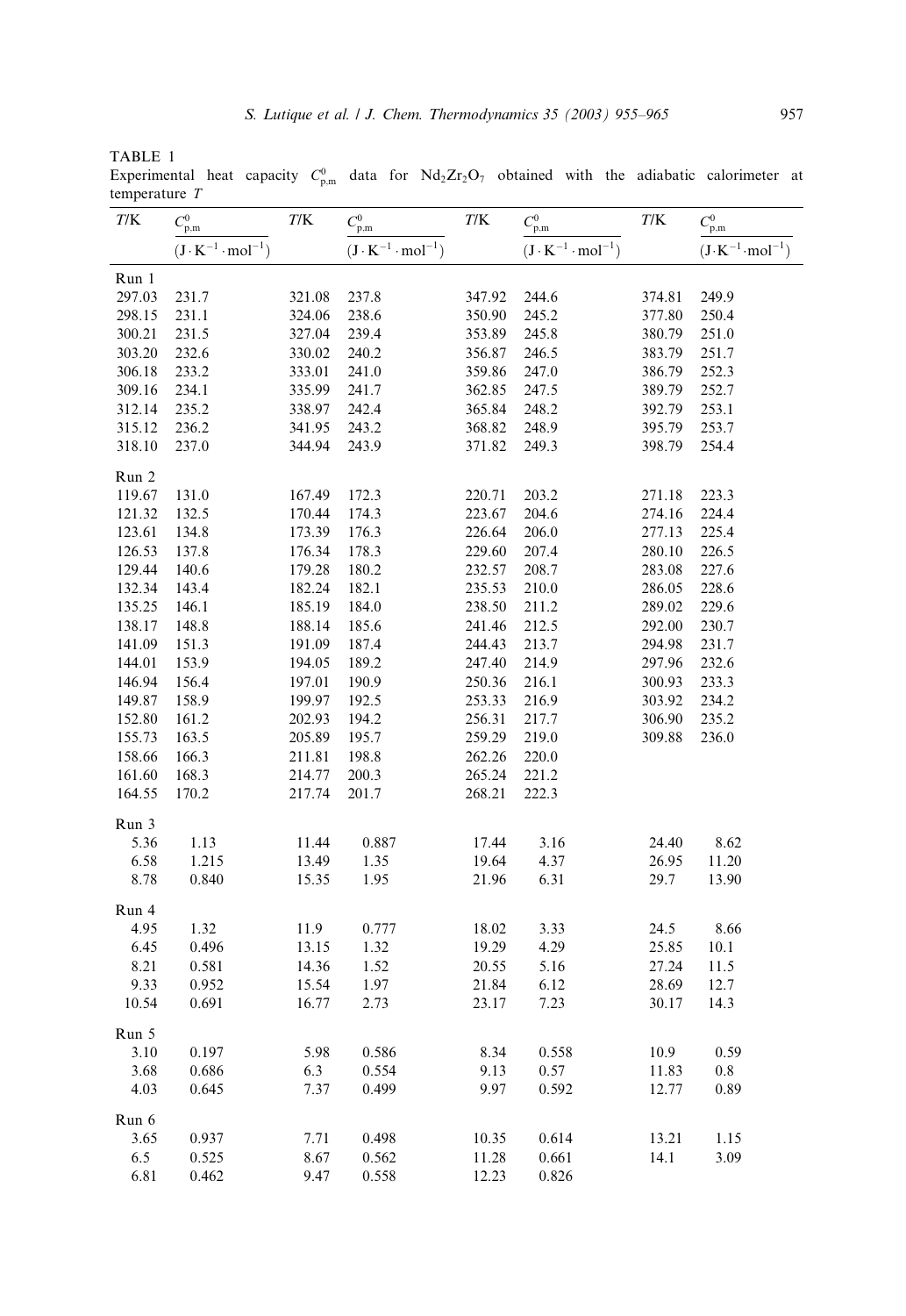TABLE 1

Experimental heat capacity $C^0_{p,m}$ data for $Nd_2Zr_2O_7$ obtained with the adiabatic calorimeter at temperature $T$

| $T$/K | $C^0_{p,m}$ / $(J \cdot K^{-1} \cdot mol^{-1})$ | $T$/K | $C^0_{p,m}$ / $(J \cdot K^{-1} \cdot mol^{-1})$ | $T$/K | $C^0_{p,m}$ / $(J \cdot K^{-1} \cdot mol^{-1})$ | $T$/K | $C^0_{p,m}$ / $(J \cdot K^{-1} \cdot mol^{-1})$ |
|---|---|---|---|---|---|---|---|
| Run 1 | | | | | | | |
| 297.03 | 231.7 | 321.08 | 237.8 | 347.92 | 244.6 | 374.81 | 249.9 |
| 298.15 | 231.1 | 324.06 | 238.6 | 350.90 | 245.2 | 377.80 | 250.4 |
| 300.21 | 231.5 | 327.04 | 239.4 | 353.89 | 245.8 | 380.79 | 251.0 |
| 303.20 | 232.6 | 330.02 | 240.2 | 356.87 | 246.5 | 383.79 | 251.7 |
| 306.18 | 233.2 | 333.01 | 241.0 | 359.86 | 247.0 | 386.79 | 252.3 |
| 309.16 | 234.1 | 335.99 | 241.7 | 362.85 | 247.5 | 389.79 | 252.7 |
| 312.14 | 235.2 | 338.97 | 242.4 | 365.84 | 248.2 | 392.79 | 253.1 |
| 315.12 | 236.2 | 341.95 | 243.2 | 368.82 | 248.9 | 395.79 | 253.7 |
| 318.10 | 237.0 | 344.94 | 243.9 | 371.82 | 249.3 | 398.79 | 254.4 |
| Run 2 | | | | | | | |
| 119.67 | 131.0 | 167.49 | 172.3 | 220.71 | 203.2 | 271.18 | 223.3 |
| 121.32 | 132.5 | 170.44 | 174.3 | 223.67 | 204.6 | 274.16 | 224.4 |
| 123.61 | 134.8 | 173.39 | 176.3 | 226.64 | 206.0 | 277.13 | 225.4 |
| 126.53 | 137.8 | 176.34 | 178.3 | 229.60 | 207.4 | 280.10 | 226.5 |
| 129.44 | 140.6 | 179.28 | 180.2 | 232.57 | 208.7 | 283.08 | 227.6 |
| 132.34 | 143.4 | 182.24 | 182.1 | 235.53 | 210.0 | 286.05 | 228.6 |
| 135.25 | 146.1 | 185.19 | 184.0 | 238.50 | 211.2 | 289.02 | 229.6 |
| 138.17 | 148.8 | 188.14 | 185.6 | 241.46 | 212.5 | 292.00 | 230.7 |
| 141.09 | 151.3 | 191.09 | 187.4 | 244.43 | 213.7 | 294.98 | 231.7 |
| 144.01 | 153.9 | 194.05 | 189.2 | 247.40 | 214.9 | 297.96 | 232.6 |
| 146.94 | 156.4 | 197.01 | 190.9 | 250.36 | 216.1 | 300.93 | 233.3 |
| 149.87 | 158.9 | 199.97 | 192.5 | 253.33 | 216.9 | 303.92 | 234.2 |
| 152.80 | 161.2 | 202.93 | 194.2 | 256.31 | 217.7 | 306.90 | 235.2 |
| 155.73 | 163.5 | 205.89 | 195.7 | 259.29 | 219.0 | 309.88 | 236.0 |
| 158.66 | 166.3 | 211.81 | 198.8 | 262.26 | 220.0 | | |
| 161.60 | 168.3 | 214.77 | 200.3 | 265.24 | 221.2 | | |
| 164.55 | 170.2 | 217.74 | 201.7 | 268.21 | 222.3 | | |
| Run 3 | | | | | | | |
| 5.36 | 1.13 | 11.44 | 0.887 | 17.44 | 3.16 | 24.40 | 8.62 |
| 6.58 | 1.215 | 13.49 | 1.35 | 19.64 | 4.37 | 26.95 | 11.20 |
| 8.78 | 0.840 | 15.35 | 1.95 | 21.96 | 6.31 | 29.7 | 13.90 |
| Run 4 | | | | | | | |
| 4.95 | 1.32 | 11.9 | 0.777 | 18.02 | 3.33 | 24.5 | 8.66 |
| 6.45 | 0.496 | 13.15 | 1.32 | 19.29 | 4.29 | 25.85 | 10.1 |
| 8.21 | 0.581 | 14.36 | 1.52 | 20.55 | 5.16 | 27.24 | 11.5 |
| 9.33 | 0.952 | 15.54 | 1.97 | 21.84 | 6.12 | 28.69 | 12.7 |
| 10.54 | 0.691 | 16.77 | 2.73 | 23.17 | 7.23 | 30.17 | 14.3 |
| Run 5 | | | | | | | |
| 3.10 | 0.197 | 5.98 | 0.586 | 8.34 | 0.558 | 10.9 | 0.59 |
| 3.68 | 0.686 | 6.3 | 0.554 | 9.13 | 0.57 | 11.83 | 0.8 |
| 4.03 | 0.645 | 7.37 | 0.499 | 9.97 | 0.592 | 12.77 | 0.89 |
| Run 6 | | | | | | | |
| 3.65 | 0.937 | 7.71 | 0.498 | 10.35 | 0.614 | 13.21 | 1.15 |
| 6.5 | 0.525 | 8.67 | 0.562 | 11.28 | 0.661 | 14.1 | 3.09 |
| 6.81 | 0.462 | 9.47 | 0.558 | 12.23 | 0.826 | | |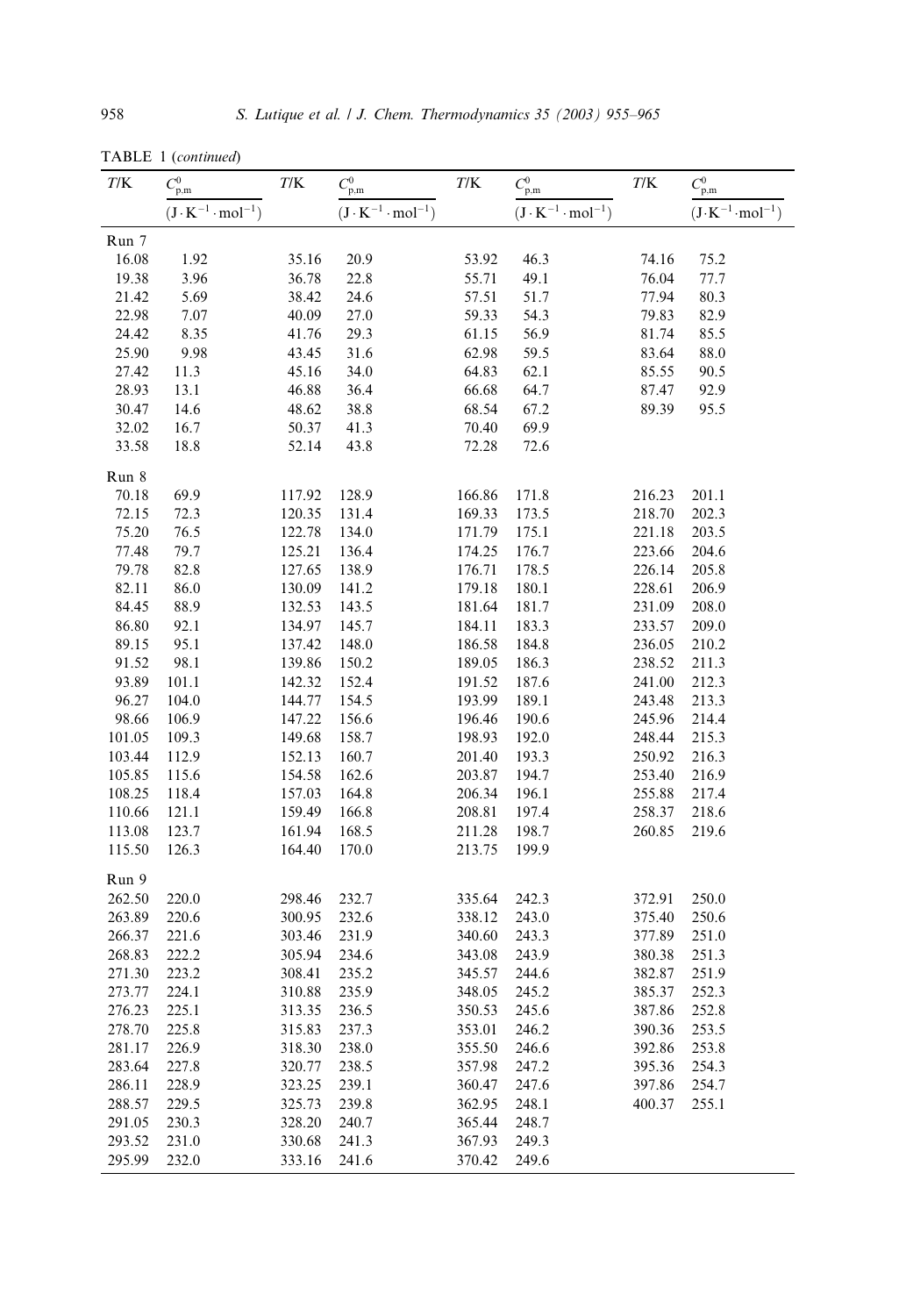TABLE 1 (*continued*)

| $T$/K | $C^0_{p,m}$ $(J \cdot K^{-1} \cdot mol^{-1})$ | $T$/K | $C^0_{p,m}$ $(J \cdot K^{-1} \cdot mol^{-1})$ | $T$/K | $C^0_{p,m}$ $(J \cdot K^{-1} \cdot mol^{-1})$ | $T$/K | $C^0_{p,m}$ $(J \cdot K^{-1} \cdot mol^{-1})$ |
|---|---|---|---|---|---|---|---|
| Run 7 | | | | | | | |
| 16.08 | 1.92 | 35.16 | 20.9 | 53.92 | 46.3 | 74.16 | 75.2 |
| 19.38 | 3.96 | 36.78 | 22.8 | 55.71 | 49.1 | 76.04 | 77.7 |
| 21.42 | 5.69 | 38.42 | 24.6 | 57.51 | 51.7 | 77.94 | 80.3 |
| 22.98 | 7.07 | 40.09 | 27.0 | 59.33 | 54.3 | 79.83 | 82.9 |
| 24.42 | 8.35 | 41.76 | 29.3 | 61.15 | 56.9 | 81.74 | 85.5 |
| 25.90 | 9.98 | 43.45 | 31.6 | 62.98 | 59.5 | 83.64 | 88.0 |
| 27.42 | 11.3 | 45.16 | 34.0 | 64.83 | 62.1 | 85.55 | 90.5 |
| 28.93 | 13.1 | 46.88 | 36.4 | 66.68 | 64.7 | 87.47 | 92.9 |
| 30.47 | 14.6 | 48.62 | 38.8 | 68.54 | 67.2 | 89.39 | 95.5 |
| 32.02 | 16.7 | 50.37 | 41.3 | 70.40 | 69.9 | | |
| 33.58 | 18.8 | 52.14 | 43.8 | 72.28 | 72.6 | | |
| Run 8 | | | | | | | |
| 70.18 | 69.9 | 117.92 | 128.9 | 166.86 | 171.8 | 216.23 | 201.1 |
| 72.15 | 72.3 | 120.35 | 131.4 | 169.33 | 173.5 | 218.70 | 202.3 |
| 75.20 | 76.5 | 122.78 | 134.0 | 171.79 | 175.1 | 221.18 | 203.5 |
| 77.48 | 79.7 | 125.21 | 136.4 | 174.25 | 176.7 | 223.66 | 204.6 |
| 79.78 | 82.8 | 127.65 | 138.9 | 176.71 | 178.5 | 226.14 | 205.8 |
| 82.11 | 86.0 | 130.09 | 141.2 | 179.18 | 180.1 | 228.61 | 206.9 |
| 84.45 | 88.9 | 132.53 | 143.5 | 181.64 | 181.7 | 231.09 | 208.0 |
| 86.80 | 92.1 | 134.97 | 145.7 | 184.11 | 183.3 | 233.57 | 209.0 |
| 89.15 | 95.1 | 137.42 | 148.0 | 186.58 | 184.8 | 236.05 | 210.2 |
| 91.52 | 98.1 | 139.86 | 150.2 | 189.05 | 186.3 | 238.52 | 211.3 |
| 93.89 | 101.1 | 142.32 | 152.4 | 191.52 | 187.6 | 241.00 | 212.3 |
| 96.27 | 104.0 | 144.77 | 154.5 | 193.99 | 189.1 | 243.48 | 213.3 |
| 98.66 | 106.9 | 147.22 | 156.6 | 196.46 | 190.6 | 245.96 | 214.4 |
| 101.05 | 109.3 | 149.68 | 158.7 | 198.93 | 192.0 | 248.44 | 215.3 |
| 103.44 | 112.9 | 152.13 | 160.7 | 201.40 | 193.3 | 250.92 | 216.3 |
| 105.85 | 115.6 | 154.58 | 162.6 | 203.87 | 194.7 | 253.40 | 216.9 |
| 108.25 | 118.4 | 157.03 | 164.8 | 206.34 | 196.1 | 255.88 | 217.4 |
| 110.66 | 121.1 | 159.49 | 166.8 | 208.81 | 197.4 | 258.37 | 218.6 |
| 113.08 | 123.7 | 161.94 | 168.5 | 211.28 | 198.7 | 260.85 | 219.6 |
| 115.50 | 126.3 | 164.40 | 170.0 | 213.75 | 199.9 | | |
| Run 9 | | | | | | | |
| 262.50 | 220.0 | 298.46 | 232.7 | 335.64 | 242.3 | 372.91 | 250.0 |
| 263.89 | 220.6 | 300.95 | 232.6 | 338.12 | 243.0 | 375.40 | 250.6 |
| 266.37 | 221.6 | 303.46 | 231.9 | 340.60 | 243.3 | 377.89 | 251.0 |
| 268.83 | 222.2 | 305.94 | 234.6 | 343.08 | 243.9 | 380.38 | 251.3 |
| 271.30 | 223.2 | 308.41 | 235.2 | 345.57 | 244.6 | 382.87 | 251.9 |
| 273.77 | 224.1 | 310.88 | 235.9 | 348.05 | 245.2 | 385.37 | 252.3 |
| 276.23 | 225.1 | 313.35 | 236.5 | 350.53 | 245.6 | 387.86 | 252.8 |
| 278.70 | 225.8 | 315.83 | 237.3 | 353.01 | 246.2 | 390.36 | 253.5 |
| 281.17 | 226.9 | 318.30 | 238.0 | 355.50 | 246.6 | 392.86 | 253.8 |
| 283.64 | 227.8 | 320.77 | 238.5 | 357.98 | 247.2 | 395.36 | 254.3 |
| 286.11 | 228.9 | 323.25 | 239.1 | 360.47 | 247.6 | 397.86 | 254.7 |
| 288.57 | 229.5 | 325.73 | 239.8 | 362.95 | 248.1 | 400.37 | 255.1 |
| 291.05 | 230.3 | 328.20 | 240.7 | 365.44 | 248.7 | | |
| 293.52 | 231.0 | 330.68 | 241.3 | 367.93 | 249.3 | | |
| 295.99 | 232.0 | 333.16 | 241.6 | 370.42 | 249.6 | | |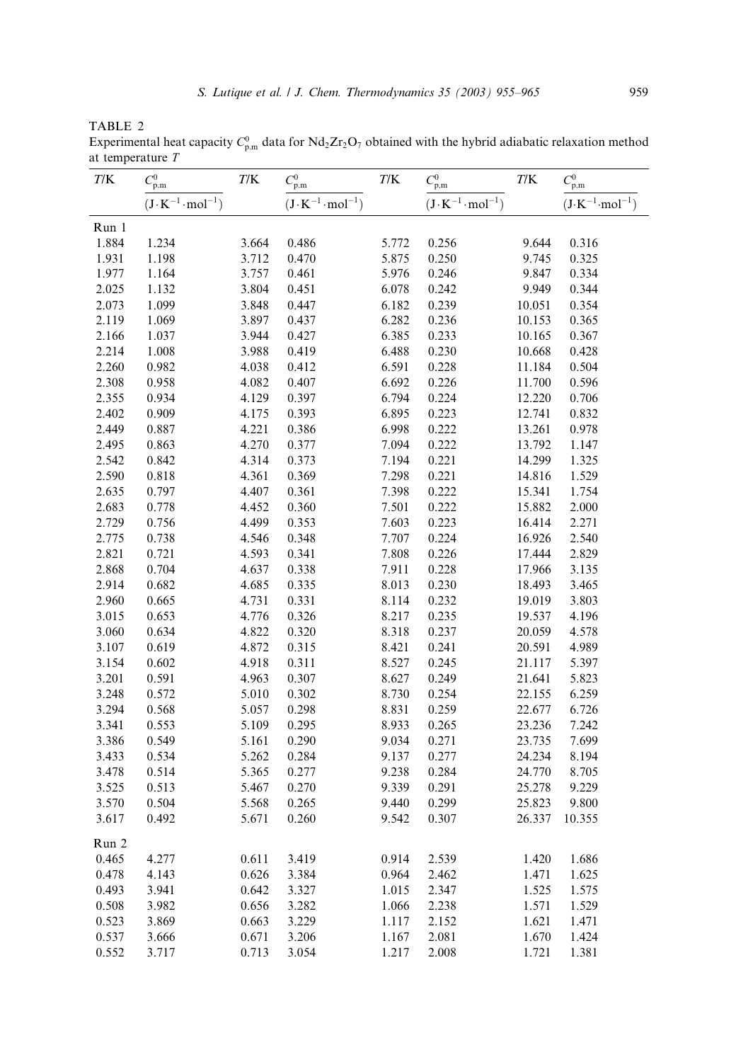TABLE 2

Experimental heat capacity $C^0_{p,m}$ data for $Nd_2Zr_2O_7$ obtained with the hybrid adiabatic relaxation method at temperature $T$

| $T$/K | $\frac{C^0_{p,m}}{(J \cdot K^{-1} \cdot mol^{-1})}$ | $T$/K | $\frac{C^0_{p,m}}{(J \cdot K^{-1} \cdot mol^{-1})}$ | $T$/K | $\frac{C^0_{p,m}}{(J \cdot K^{-1} \cdot mol^{-1})}$ | $T$/K | $\frac{C^0_{p,m}}{(J \cdot K^{-1} \cdot mol^{-1})}$ |
|---|---|---|---|---|---|---|---|
| Run 1 | | | | | | | |
| 1.884 | 1.234 | 3.664 | 0.486 | 5.772 | 0.256 | 9.644 | 0.316 |
| 1.931 | 1.198 | 3.712 | 0.470 | 5.875 | 0.250 | 9.745 | 0.325 |
| 1.977 | 1.164 | 3.757 | 0.461 | 5.976 | 0.246 | 9.847 | 0.334 |
| 2.025 | 1.132 | 3.804 | 0.451 | 6.078 | 0.242 | 9.949 | 0.344 |
| 2.073 | 1.099 | 3.848 | 0.447 | 6.182 | 0.239 | 10.051 | 0.354 |
| 2.119 | 1.069 | 3.897 | 0.437 | 6.282 | 0.236 | 10.153 | 0.365 |
| 2.166 | 1.037 | 3.944 | 0.427 | 6.385 | 0.233 | 10.165 | 0.367 |
| 2.214 | 1.008 | 3.988 | 0.419 | 6.488 | 0.230 | 10.668 | 0.428 |
| 2.260 | 0.982 | 4.038 | 0.412 | 6.591 | 0.228 | 11.184 | 0.504 |
| 2.308 | 0.958 | 4.082 | 0.407 | 6.692 | 0.226 | 11.700 | 0.596 |
| 2.355 | 0.934 | 4.129 | 0.397 | 6.794 | 0.224 | 12.220 | 0.706 |
| 2.402 | 0.909 | 4.175 | 0.393 | 6.895 | 0.223 | 12.741 | 0.832 |
| 2.449 | 0.887 | 4.221 | 0.386 | 6.998 | 0.222 | 13.261 | 0.978 |
| 2.495 | 0.863 | 4.270 | 0.377 | 7.094 | 0.222 | 13.792 | 1.147 |
| 2.542 | 0.842 | 4.314 | 0.373 | 7.194 | 0.221 | 14.299 | 1.325 |
| 2.590 | 0.818 | 4.361 | 0.369 | 7.298 | 0.221 | 14.816 | 1.529 |
| 2.635 | 0.797 | 4.407 | 0.361 | 7.398 | 0.222 | 15.341 | 1.754 |
| 2.683 | 0.778 | 4.452 | 0.360 | 7.501 | 0.222 | 15.882 | 2.000 |
| 2.729 | 0.756 | 4.499 | 0.353 | 7.603 | 0.223 | 16.414 | 2.271 |
| 2.775 | 0.738 | 4.546 | 0.348 | 7.707 | 0.224 | 16.926 | 2.540 |
| 2.821 | 0.721 | 4.593 | 0.341 | 7.808 | 0.226 | 17.444 | 2.829 |
| 2.868 | 0.704 | 4.637 | 0.338 | 7.911 | 0.228 | 17.966 | 3.135 |
| 2.914 | 0.682 | 4.685 | 0.335 | 8.013 | 0.230 | 18.493 | 3.465 |
| 2.960 | 0.665 | 4.731 | 0.331 | 8.114 | 0.232 | 19.019 | 3.803 |
| 3.015 | 0.653 | 4.776 | 0.326 | 8.217 | 0.235 | 19.537 | 4.196 |
| 3.060 | 0.634 | 4.822 | 0.320 | 8.318 | 0.237 | 20.059 | 4.578 |
| 3.107 | 0.619 | 4.872 | 0.315 | 8.421 | 0.241 | 20.591 | 4.989 |
| 3.154 | 0.602 | 4.918 | 0.311 | 8.527 | 0.245 | 21.117 | 5.397 |
| 3.201 | 0.591 | 4.963 | 0.307 | 8.627 | 0.249 | 21.641 | 5.823 |
| 3.248 | 0.572 | 5.010 | 0.302 | 8.730 | 0.254 | 22.155 | 6.259 |
| 3.294 | 0.568 | 5.057 | 0.298 | 8.831 | 0.259 | 22.677 | 6.726 |
| 3.341 | 0.553 | 5.109 | 0.295 | 8.933 | 0.265 | 23.236 | 7.242 |
| 3.386 | 0.549 | 5.161 | 0.290 | 9.034 | 0.271 | 23.735 | 7.699 |
| 3.433 | 0.534 | 5.262 | 0.284 | 9.137 | 0.277 | 24.234 | 8.194 |
| 3.478 | 0.514 | 5.365 | 0.277 | 9.238 | 0.284 | 24.770 | 8.705 |
| 3.525 | 0.513 | 5.467 | 0.270 | 9.339 | 0.291 | 25.278 | 9.229 |
| 3.570 | 0.504 | 5.568 | 0.265 | 9.440 | 0.299 | 25.823 | 9.800 |
| 3.617 | 0.492 | 5.671 | 0.260 | 9.542 | 0.307 | 26.337 | 10.355 |
| Run 2 | | | | | | | |
| 0.465 | 4.277 | 0.611 | 3.419 | 0.914 | 2.539 | 1.420 | 1.686 |
| 0.478 | 4.143 | 0.626 | 3.384 | 0.964 | 2.462 | 1.471 | 1.625 |
| 0.493 | 3.941 | 0.642 | 3.327 | 1.015 | 2.347 | 1.525 | 1.575 |
| 0.508 | 3.982 | 0.656 | 3.282 | 1.066 | 2.238 | 1.571 | 1.529 |
| 0.523 | 3.869 | 0.663 | 3.229 | 1.117 | 2.152 | 1.621 | 1.471 |
| 0.537 | 3.666 | 0.671 | 3.206 | 1.167 | 2.081 | 1.670 | 1.424 |
| 0.552 | 3.717 | 0.713 | 3.054 | 1.217 | 2.008 | 1.721 | 1.381 |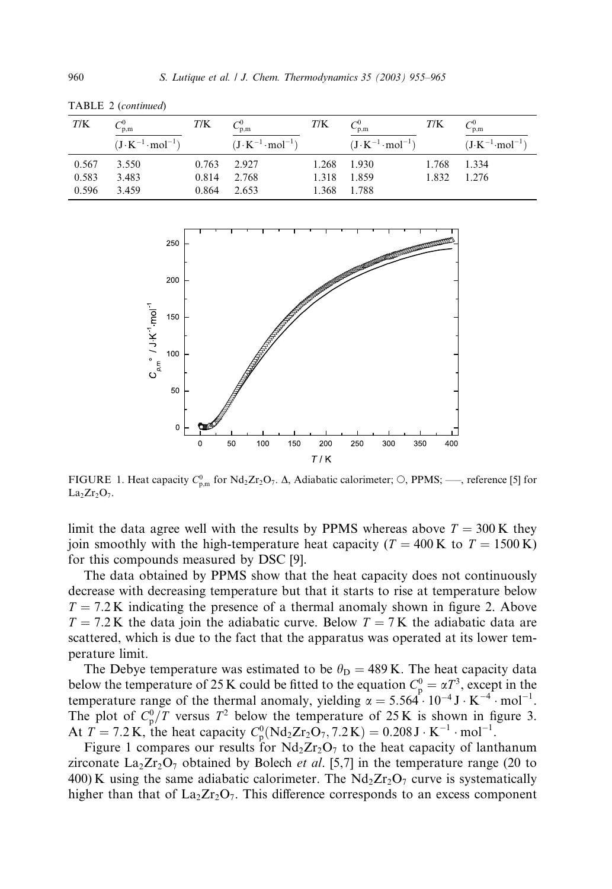TABLE 2 (*continued*)

| $T$/K | $C^0_{p,m}$ $(J \cdot K^{-1} \cdot mol^{-1})$ | $T$/K | $C^0_{p,m}$ $(J \cdot K^{-1} \cdot mol^{-1})$ | $T$/K | $C^0_{p,m}$ $(J \cdot K^{-1} \cdot mol^{-1})$ | $T$/K | $C^0_{p,m}$ $(J \cdot K^{-1} \cdot mol^{-1})$ |
|---|---|---|---|---|---|---|---|
| 0.567 | 3.550 | 0.763 | 2.927 | 1.268 | 1.930 | 1.768 | 1.334 |
| 0.583 | 3.483 | 0.814 | 2.768 | 1.318 | 1.859 | 1.832 | 1.276 |
| 0.596 | 3.459 | 0.864 | 2.653 | 1.368 | 1.788 | | |

FIGURE 1. Heat capacity $C^0_{p,m}$ for $Nd_2Zr_2O_7$. Δ, Adiabatic calorimeter; ○, PPMS; ——, reference [5] for $La_2Zr_2O_7$.

limit the data agree well with the results by PPMS whereas above $T = 300$ K they join smoothly with the high-temperature heat capacity ($T = 400$ K to $T = 1500$ K) for this compounds measured by DSC [9].

The data obtained by PPMS show that the heat capacity does not continuously decrease with decreasing temperature but that it starts to rise at temperature below $T = 7.2$ K indicating the presence of a thermal anomaly shown in figure 2. Above $T = 7.2$ K the data join the adiabatic curve. Below $T = 7$ K the adiabatic data are scattered, which is due to the fact that the apparatus was operated at its lower temperature limit.

The Debye temperature was estimated to be $\theta_D = 489$ K. The heat capacity data below the temperature of 25 K could be fitted to the equation $C^0_p = \alpha T^3$, except in the temperature range of the thermal anomaly, yielding $\alpha = 5.564 \cdot 10^{-4}\,J \cdot K^{-4} \cdot mol^{-1}$. The plot of $C^0_p/T$ versus $T^2$ below the temperature of 25 K is shown in figure 3. At $T = 7.2$ K, the heat capacity $C^0_p(Nd_2Zr_2O_7, 7.2\,K) = 0.208\,J \cdot K^{-1} \cdot mol^{-1}$.

Figure 1 compares our results for $Nd_2Zr_2O_7$ to the heat capacity of lanthanum zirconate $La_2Zr_2O_7$ obtained by Bolech *et al*. [5,7] in the temperature range (20 to 400) K using the same adiabatic calorimeter. The $Nd_2Zr_2O_7$ curve is systematically higher than that of $La_2Zr_2O_7$. This difference corresponds to an excess component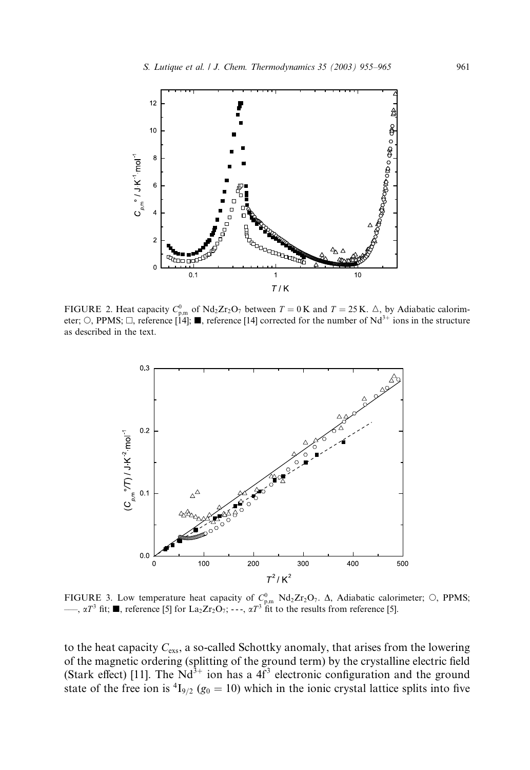FIGURE 2. Heat capacity $C^0_{p,m}$ of $Nd_2Zr_2O_7$ between $T = 0$ K and $T = 25$ K. △, by Adiabatic calorimeter; ○, PPMS; □, reference [14]; ■, reference [14] corrected for the number of $Nd^{3+}$ ions in the structure as described in the text.

FIGURE 3. Low temperature heat capacity of $C^0_{p,m}$ $Nd_2Zr_2O_7$. Δ, Adiabatic calorimeter; ○, PPMS; ——, $\alpha T^3$ fit; ■, reference [5] for $La_2Zr_2O_7$; - - -, $\alpha T^3$ fit to the results from reference [5].

to the heat capacity $C_{exs}$, a so-called Schottky anomaly, that arises from the lowering of the magnetic ordering (splitting of the ground term) by the crystalline electric field (Stark effect) [11]. The $Nd^{3+}$ ion has a $4f^3$ electronic configuration and the ground state of the free ion is $^4I_{9/2}$ ($g_0 = 10$) which in the ionic crystal lattice splits into five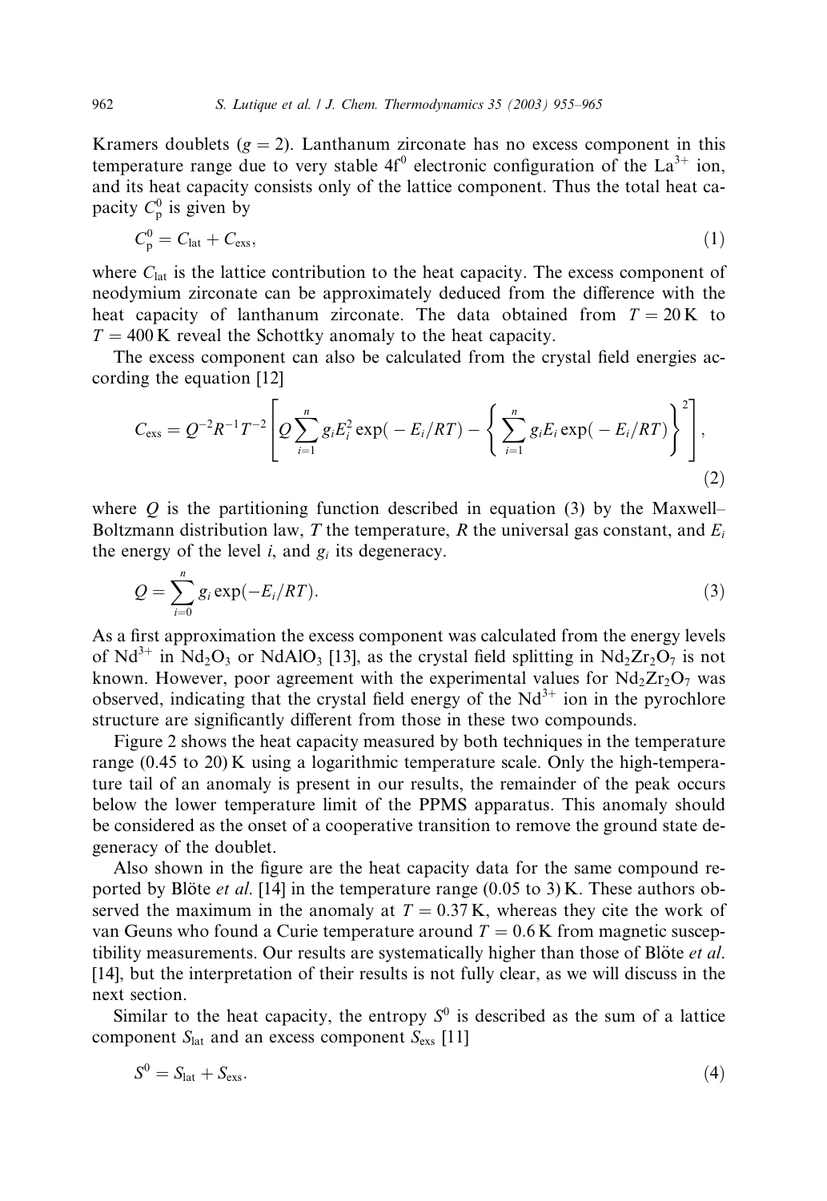Kramers doublets ($g = 2$). Lanthanum zirconate has no excess component in this temperature range due to very stable $4f^0$ electronic configuration of the $La^{3+}$ ion, and its heat capacity consists only of the lattice component. Thus the total heat capacity $C_p^0$ is given by

$$C_p^0 = C_{lat} + C_{exs}, \tag{1}$$

where $C_{lat}$ is the lattice contribution to the heat capacity. The excess component of neodymium zirconate can be approximately deduced from the difference with the heat capacity of lanthanum zirconate. The data obtained from $T = 20$ K to $T = 400$ K reveal the Schottky anomaly to the heat capacity.

The excess component can also be calculated from the crystal field energies according the equation [12]

$$C_{exs} = Q^{-2}R^{-1}T^{-2}\left[Q\sum_{i=1}^{n} g_i E_i^2 \exp(-E_i/RT) - \left\{\sum_{i=1}^{n} g_i E_i \exp(-E_i/RT)\right\}^2\right], \tag{2}$$

where $Q$ is the partitioning function described in equation (3) by the Maxwell–Boltzmann distribution law, $T$ the temperature, $R$ the universal gas constant, and $E_i$ the energy of the level $i$, and $g_i$ its degeneracy.

$$Q = \sum_{i=0}^{n} g_i \exp(-E_i/RT). \tag{3}$$

As a first approximation the excess component was calculated from the energy levels of $Nd^{3+}$ in $Nd_2O_3$ or $NdAlO_3$ [13], as the crystal field splitting in $Nd_2Zr_2O_7$ is not known. However, poor agreement with the experimental values for $Nd_2Zr_2O_7$ was observed, indicating that the crystal field energy of the $Nd^{3+}$ ion in the pyrochlore structure are significantly different from those in these two compounds.

Figure 2 shows the heat capacity measured by both techniques in the temperature range (0.45 to 20) K using a logarithmic temperature scale. Only the high-temperature tail of an anomaly is present in our results, the remainder of the peak occurs below the lower temperature limit of the PPMS apparatus. This anomaly should be considered as the onset of a cooperative transition to remove the ground state degeneracy of the doublet.

Also shown in the figure are the heat capacity data for the same compound reported by Blöte *et al.* [14] in the temperature range (0.05 to 3) K. These authors observed the maximum in the anomaly at $T = 0.37$ K, whereas they cite the work of van Geuns who found a Curie temperature around $T = 0.6$ K from magnetic susceptibility measurements. Our results are systematically higher than those of Blöte *et al.* [14], but the interpretation of their results is not fully clear, as we will discuss in the next section.

Similar to the heat capacity, the entropy $S^0$ is described as the sum of a lattice component $S_{lat}$ and an excess component $S_{exs}$ [11]

$$S^0 = S_{lat} + S_{exs}. \tag{4}$$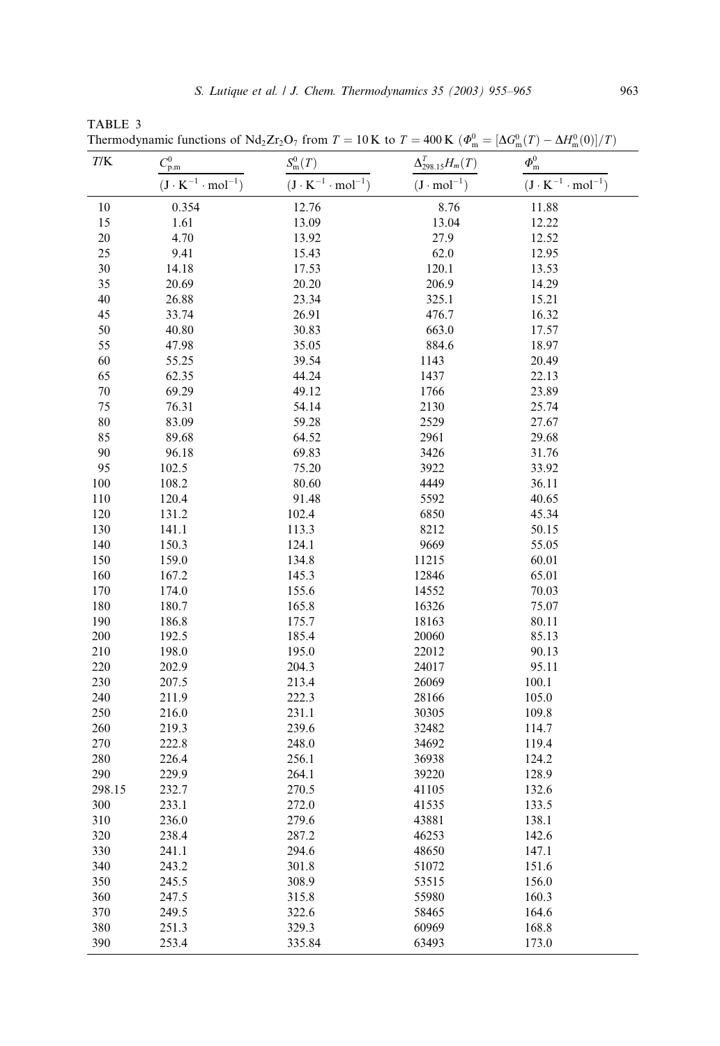TABLE 3
Thermodynamic functions of $Nd_2Zr_2O_7$ from $T = 10$ K to $T = 400$ K ($\Phi^0_m = [\Delta G^0_m(T) - \Delta H^0_m(0)]/T$)

| $T$/K | $C^0_{p,m}$ / $(J \cdot K^{-1} \cdot mol^{-1})$ | $S^0_m(T)$ / $(J \cdot K^{-1} \cdot mol^{-1})$ | $\Delta^T_{298.15}H_m(T)$ / $(J \cdot mol^{-1})$ | $\Phi^0_m$ / $(J \cdot K^{-1} \cdot mol^{-1})$ |
|---|---|---|---|---|
| 10 | 0.354 | 12.76 | 8.76 | 11.88 |
| 15 | 1.61 | 13.09 | 13.04 | 12.22 |
| 20 | 4.70 | 13.92 | 27.9 | 12.52 |
| 25 | 9.41 | 15.43 | 62.0 | 12.95 |
| 30 | 14.18 | 17.53 | 120.1 | 13.53 |
| 35 | 20.69 | 20.20 | 206.9 | 14.29 |
| 40 | 26.88 | 23.34 | 325.1 | 15.21 |
| 45 | 33.74 | 26.91 | 476.7 | 16.32 |
| 50 | 40.80 | 30.83 | 663.0 | 17.57 |
| 55 | 47.98 | 35.05 | 884.6 | 18.97 |
| 60 | 55.25 | 39.54 | 1143 | 20.49 |
| 65 | 62.35 | 44.24 | 1437 | 22.13 |
| 70 | 69.29 | 49.12 | 1766 | 23.89 |
| 75 | 76.31 | 54.14 | 2130 | 25.74 |
| 80 | 83.09 | 59.28 | 2529 | 27.67 |
| 85 | 89.68 | 64.52 | 2961 | 29.68 |
| 90 | 96.18 | 69.83 | 3426 | 31.76 |
| 95 | 102.5 | 75.20 | 3922 | 33.92 |
| 100 | 108.2 | 80.60 | 4449 | 36.11 |
| 110 | 120.4 | 91.48 | 5592 | 40.65 |
| 120 | 131.2 | 102.4 | 6850 | 45.34 |
| 130 | 141.1 | 113.3 | 8212 | 50.15 |
| 140 | 150.3 | 124.1 | 9669 | 55.05 |
| 150 | 159.0 | 134.8 | 11215 | 60.01 |
| 160 | 167.2 | 145.3 | 12846 | 65.01 |
| 170 | 174.0 | 155.6 | 14552 | 70.03 |
| 180 | 180.7 | 165.8 | 16326 | 75.07 |
| 190 | 186.8 | 175.7 | 18163 | 80.11 |
| 200 | 192.5 | 185.4 | 20060 | 85.13 |
| 210 | 198.0 | 195.0 | 22012 | 90.13 |
| 220 | 202.9 | 204.3 | 24017 | 95.11 |
| 230 | 207.5 | 213.4 | 26069 | 100.1 |
| 240 | 211.9 | 222.3 | 28166 | 105.0 |
| 250 | 216.0 | 231.1 | 30305 | 109.8 |
| 260 | 219.3 | 239.6 | 32482 | 114.7 |
| 270 | 222.8 | 248.0 | 34692 | 119.4 |
| 280 | 226.4 | 256.1 | 36938 | 124.2 |
| 290 | 229.9 | 264.1 | 39220 | 128.9 |
| 298.15 | 232.7 | 270.5 | 41105 | 132.6 |
| 300 | 233.1 | 272.0 | 41535 | 133.5 |
| 310 | 236.0 | 279.6 | 43881 | 138.1 |
| 320 | 238.4 | 287.2 | 46253 | 142.6 |
| 330 | 241.1 | 294.6 | 48650 | 147.1 |
| 340 | 243.2 | 301.8 | 51072 | 151.6 |
| 350 | 245.5 | 308.9 | 53515 | 156.0 |
| 360 | 247.5 | 315.8 | 55980 | 160.3 |
| 370 | 249.5 | 322.6 | 58465 | 164.6 |
| 380 | 251.3 | 329.3 | 60969 | 168.8 |
| 390 | 253.4 | 335.84 | 63493 | 173.0 |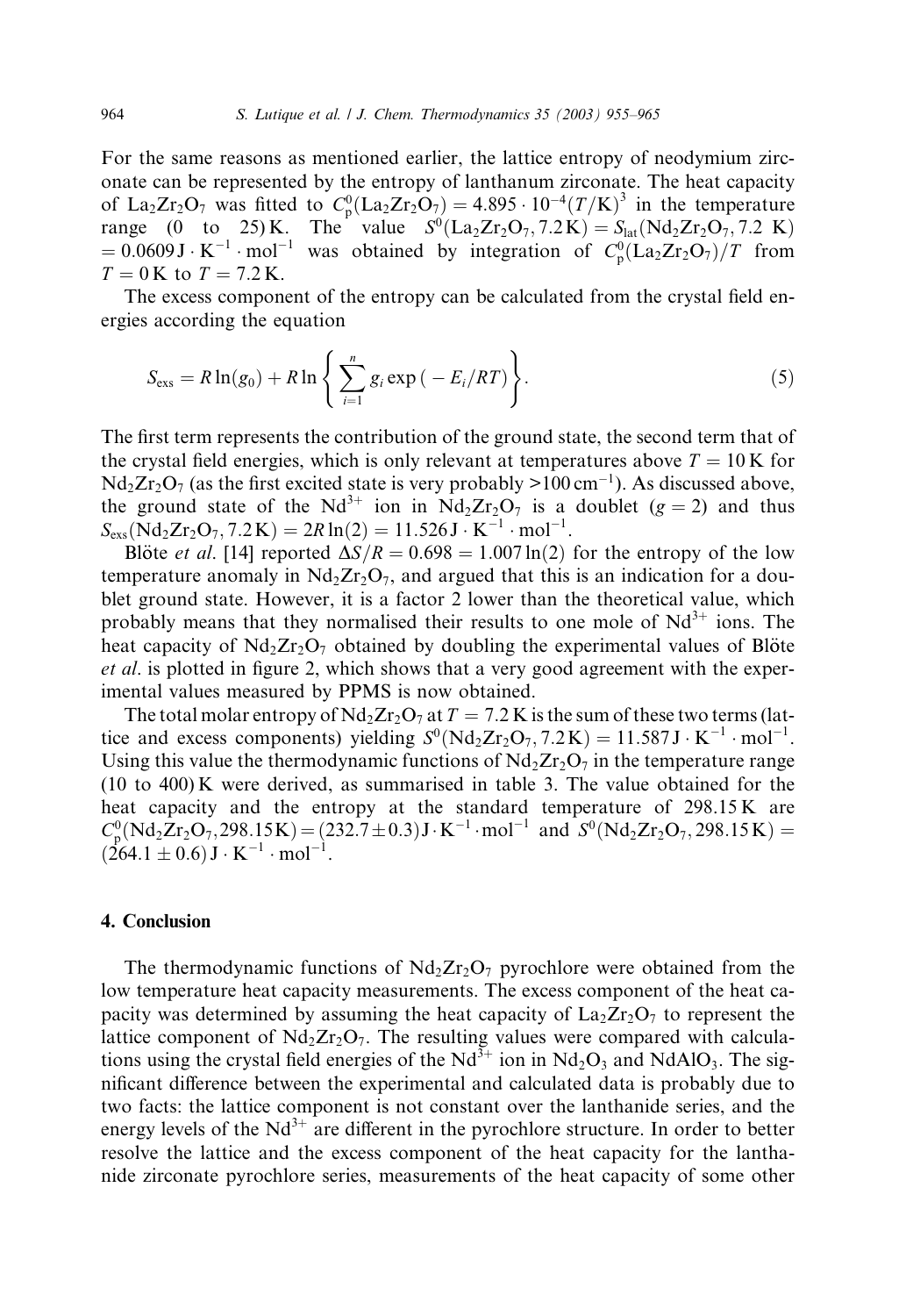For the same reasons as mentioned earlier, the lattice entropy of neodymium zirconate can be represented by the entropy of lanthanum zirconate. The heat capacity of $La_2Zr_2O_7$ was fitted to $C_p^0(La_2Zr_2O_7) = 4.895 \cdot 10^{-4}(T/K)^3$ in the temperature range (0 to 25) K. The value $S^0(La_2Zr_2O_7, 7.2\,K) = S_{lat}(Nd_2Zr_2O_7, 7.2\,K) = 0.0609\,J \cdot K^{-1} \cdot mol^{-1}$ was obtained by integration of $C_p^0(La_2Zr_2O_7)/T$ from $T = 0\,K$ to $T = 7.2\,K$.

The excess component of the entropy can be calculated from the crystal field energies according the equation

$$S_{exs} = R\ln(g_0) + R\ln\left\{\sum_{i=1}^{n} g_i \exp\left(-E_i/RT\right)\right\}. \tag{5}$$

The first term represents the contribution of the ground state, the second term that of the crystal field energies, which is only relevant at temperatures above $T = 10\,K$ for $Nd_2Zr_2O_7$ (as the first excited state is very probably $>100\,cm^{-1}$). As discussed above, the ground state of the $Nd^{3+}$ ion in $Nd_2Zr_2O_7$ is a doublet ($g = 2$) and thus $S_{exs}(Nd_2Zr_2O_7, 7.2\,K) = 2R\ln(2) = 11.526\,J \cdot K^{-1} \cdot mol^{-1}$.

Blöte *et al.* [14] reported $\Delta S/R = 0.698 = 1.007\ln(2)$ for the entropy of the low temperature anomaly in $Nd_2Zr_2O_7$, and argued that this is an indication for a doublet ground state. However, it is a factor 2 lower than the theoretical value, which probably means that they normalised their results to one mole of $Nd^{3+}$ ions. The heat capacity of $Nd_2Zr_2O_7$ obtained by doubling the experimental values of Blöte *et al.* is plotted in figure 2, which shows that a very good agreement with the experimental values measured by PPMS is now obtained.

The total molar entropy of $Nd_2Zr_2O_7$ at $T = 7.2\,K$ is the sum of these two terms (lattice and excess components) yielding $S^0(Nd_2Zr_2O_7, 7.2\,K) = 11.587\,J \cdot K^{-1} \cdot mol^{-1}$. Using this value the thermodynamic functions of $Nd_2Zr_2O_7$ in the temperature range (10 to 400) K were derived, as summarised in table 3. The value obtained for the heat capacity and the entropy at the standard temperature of 298.15 K are $C_p^0(Nd_2Zr_2O_7, 298.15\,K) = (232.7 \pm 0.3)\,J \cdot K^{-1} \cdot mol^{-1}$ and $S^0(Nd_2Zr_2O_7, 298.15\,K) = (264.1 \pm 0.6)\,J \cdot K^{-1} \cdot mol^{-1}$.

## 4. Conclusion

The thermodynamic functions of $Nd_2Zr_2O_7$ pyrochlore were obtained from the low temperature heat capacity measurements. The excess component of the heat capacity was determined by assuming the heat capacity of $La_2Zr_2O_7$ to represent the lattice component of $Nd_2Zr_2O_7$. The resulting values were compared with calculations using the crystal field energies of the $Nd^{3+}$ ion in $Nd_2O_3$ and $NdAlO_3$. The significant difference between the experimental and calculated data is probably due to two facts: the lattice component is not constant over the lanthanide series, and the energy levels of the $Nd^{3+}$ are different in the pyrochlore structure. In order to better resolve the lattice and the excess component of the heat capacity for the lanthanide zirconate pyrochlore series, measurements of the heat capacity of some other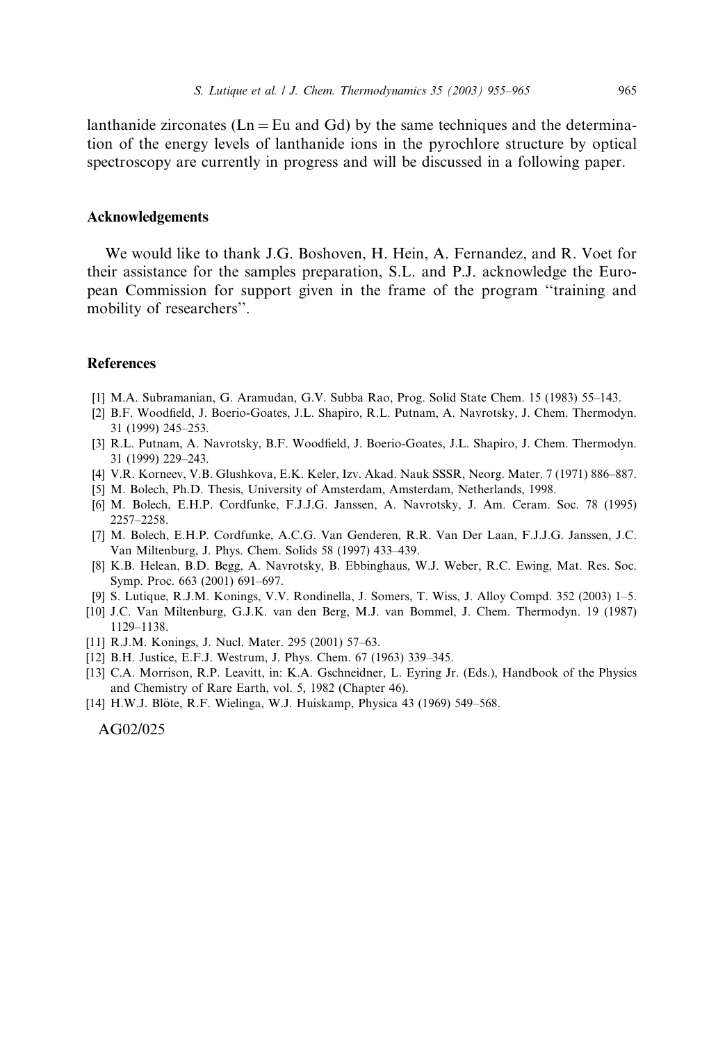lanthanide zirconates (Ln = Eu and Gd) by the same techniques and the determination of the energy levels of lanthanide ions in the pyrochlore structure by optical spectroscopy are currently in progress and will be discussed in a following paper.

## Acknowledgements

We would like to thank J.G. Boshoven, H. Hein, A. Fernandez, and R. Voet for their assistance for the samples preparation, S.L. and P.J. acknowledge the European Commission for support given in the frame of the program ''training and mobility of researchers''.

## References

[1] M.A. Subramanian, G. Aramudan, G.V. Subba Rao, Prog. Solid State Chem. 15 (1983) 55–143.

[2] B.F. Woodfield, J. Boerio-Goates, J.L. Shapiro, R.L. Putnam, A. Navrotsky, J. Chem. Thermodyn. 31 (1999) 245–253.

[3] R.L. Putnam, A. Navrotsky, B.F. Woodfield, J. Boerio-Goates, J.L. Shapiro, J. Chem. Thermodyn. 31 (1999) 229–243.

[4] V.R. Korneev, V.B. Glushkova, E.K. Keler, Izv. Akad. Nauk SSSR, Neorg. Mater. 7 (1971) 886–887.

[5] M. Bolech, Ph.D. Thesis, University of Amsterdam, Amsterdam, Netherlands, 1998.

[6] M. Bolech, E.H.P. Cordfunke, F.J.J.G. Janssen, A. Navrotsky, J. Am. Ceram. Soc. 78 (1995) 2257–2258.

[7] M. Bolech, E.H.P. Cordfunke, A.C.G. Van Genderen, R.R. Van Der Laan, F.J.J.G. Janssen, J.C. Van Miltenburg, J. Phys. Chem. Solids 58 (1997) 433–439.

[8] K.B. Helean, B.D. Begg, A. Navrotsky, B. Ebbinghaus, W.J. Weber, R.C. Ewing, Mat. Res. Soc. Symp. Proc. 663 (2001) 691–697.

[9] S. Lutique, R.J.M. Konings, V.V. Rondinella, J. Somers, T. Wiss, J. Alloy Compd. 352 (2003) 1–5.

[10] J.C. Van Miltenburg, G.J.K. van den Berg, M.J. van Bommel, J. Chem. Thermodyn. 19 (1987) 1129–1138.

[11] R.J.M. Konings, J. Nucl. Mater. 295 (2001) 57–63.

[12] B.H. Justice, E.F.J. Westrum, J. Phys. Chem. 67 (1963) 339–345.

[13] C.A. Morrison, R.P. Leavitt, in: K.A. Gschneidner, L. Eyring Jr. (Eds.), Handbook of the Physics and Chemistry of Rare Earth, vol. 5, 1982 (Chapter 46).

[14] H.W.J. Blöte, R.F. Wielinga, W.J. Huiskamp, Physica 43 (1969) 549–568.

AG02/025